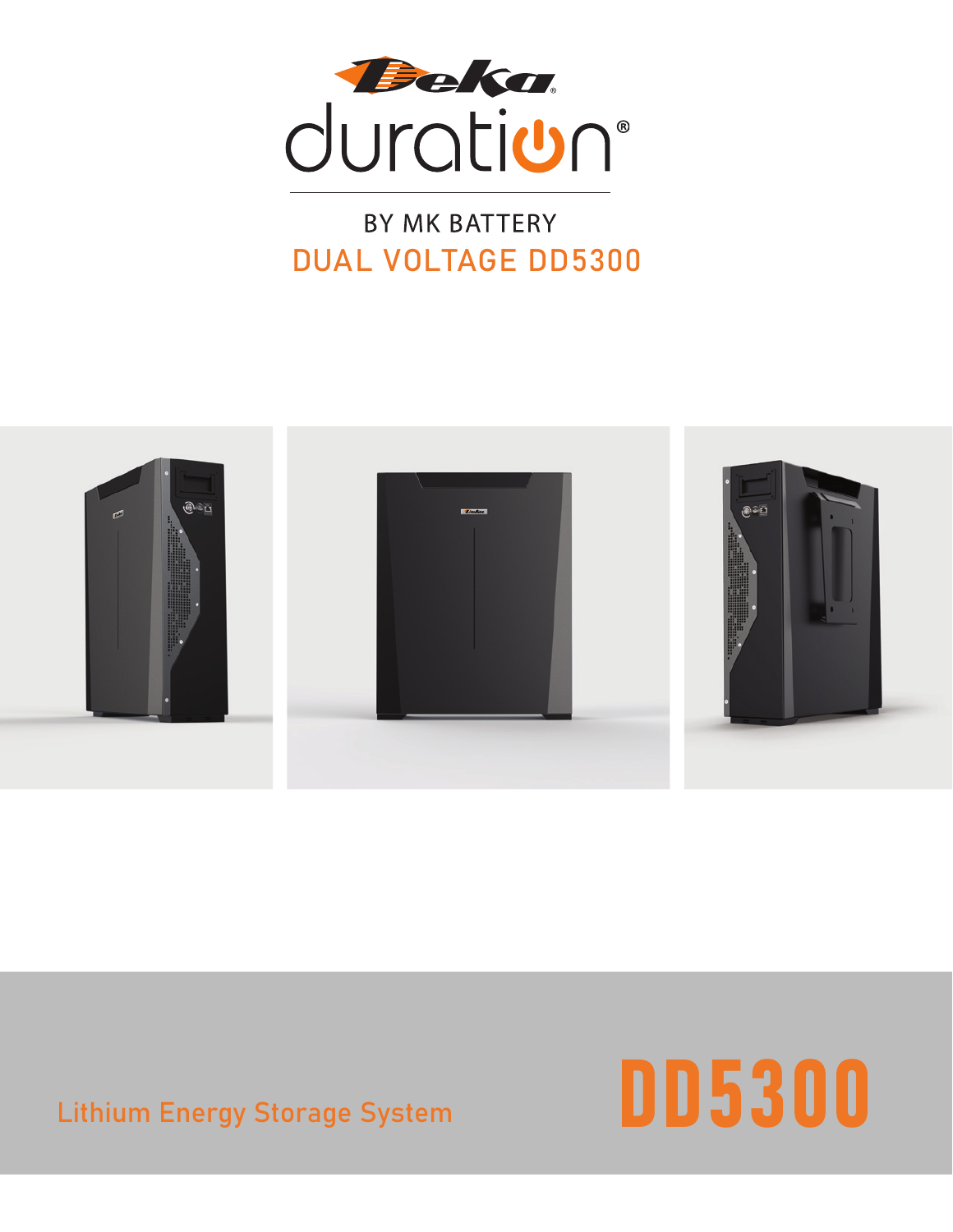# Deka duration®

BY MK BATTERY

## DUAL VOLTAGE DD5300

Lithium Energy Storage System

# DD5300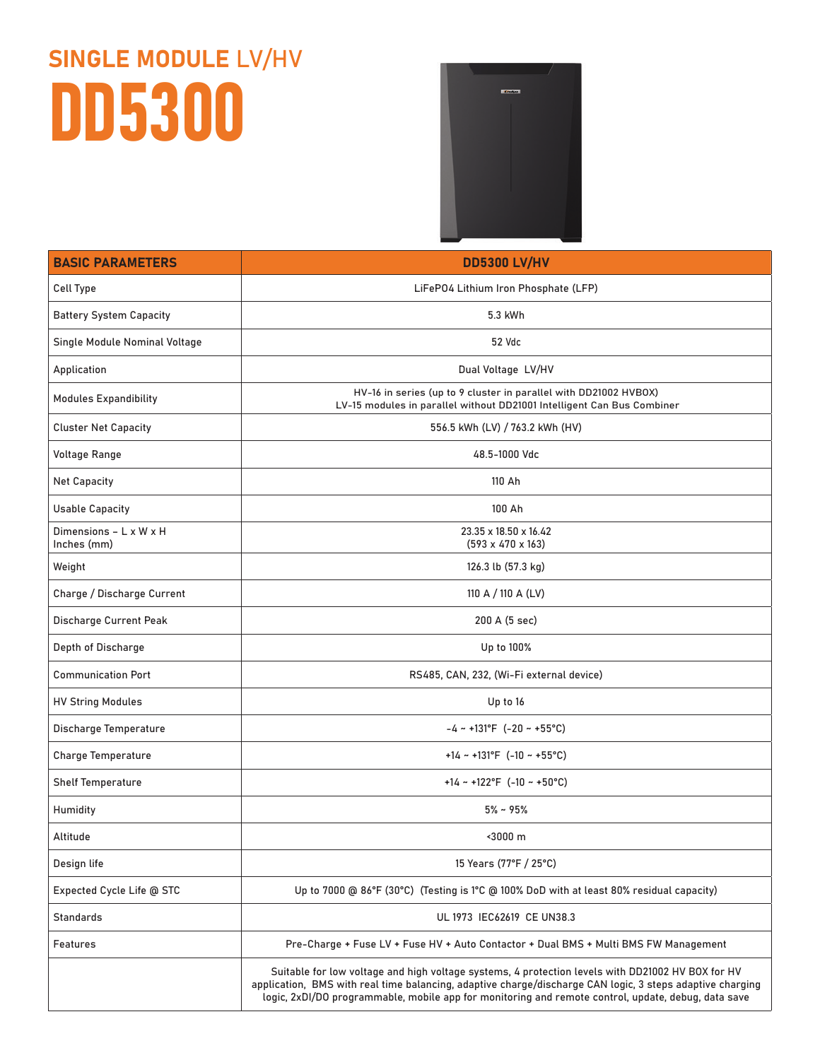# SINGLE MODULE LV/HV

# DD5300

| BASIC PARAMETERS | DD5300 LV/HV |
|---|---|
| Cell Type | LiFePO4 Lithium Iron Phosphate (LFP) |
| Battery System Capacity | 5.3 kWh |
| Single Module Nominal Voltage | 52 Vdc |
| Application | Dual Voltage LV/HV |
| Modules Expandibility | HV-16 in series (up to 9 cluster in parallel with DD21002 HVBOX)<br>LV-15 modules in parallel without DD21001 Intelligent Can Bus Combiner |
| Cluster Net Capacity | 556.5 kWh (LV) / 763.2 kWh (HV) |
| Voltage Range | 48.5-1000 Vdc |
| Net Capacity | 110 Ah |
| Usable Capacity | 100 Ah |
| Dimensions – L x W x H<br>Inches (mm) | 23.35 x 18.50 x 16.42<br>(593 x 470 x 163) |
| Weight | 126.3 lb (57.3 kg) |
| Charge / Discharge Current | 110 A / 110 A (LV) |
| Discharge Current Peak | 200 A (5 sec) |
| Depth of Discharge | Up to 100% |
| Communication Port | RS485, CAN, 232, (Wi-Fi external device) |
| HV String Modules | Up to 16 |
| Discharge Temperature | -4 ~ +131°F (-20 ~ +55°C) |
| Charge Temperature | +14 ~ +131°F (-10 ~ +55°C) |
| Shelf Temperature | +14 ~ +122°F (-10 ~ +50°C) |
| Humidity | 5% ~ 95% |
| Altitude | <3000 m |
| Design life | 15 Years (77°F / 25°C) |
| Expected Cycle Life @ STC | Up to 7000 @ 86°F (30°C) (Testing is 1°C @ 100% DoD with at least 80% residual capacity) |
| Standards | UL 1973 IEC62619 CE UN38.3 |
| Features | Pre-Charge + Fuse LV + Fuse HV + Auto Contactor + Dual BMS + Multi BMS FW Management |
| | Suitable for low voltage and high voltage systems, 4 protection levels with DD21002 HV BOX for HV application, BMS with real time balancing, adaptive charge/discharge CAN logic, 3 steps adaptive charging logic, 2xDI/DO programmable, mobile app for monitoring and remote control, update, debug, data save |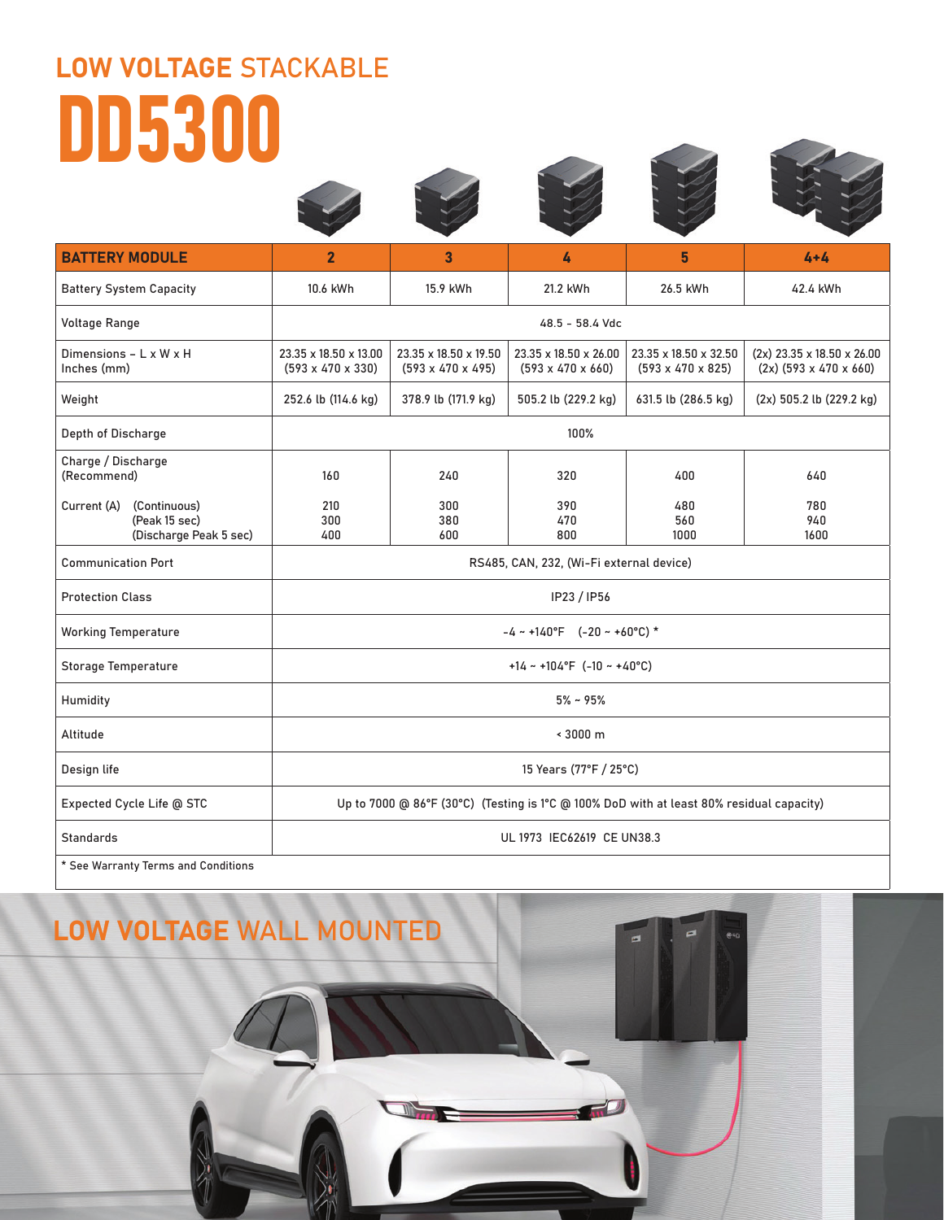## LOW VOLTAGE STACKABLE

# DD5300

| BATTERY MODULE | 2 | 3 | 4 | 5 | 4+4 |
|---|---|---|---|---|---|
| Battery System Capacity | 10.6 kWh | 15.9 kWh | 21.2 kWh | 26.5 kWh | 42.4 kWh |
| Voltage Range | 48.5 - 58.4 Vdc | | | | |
| Dimensions - L x W x H Inches (mm) | 23.35 x 18.50 x 13.00 (593 x 470 x 330) | 23.35 x 18.50 x 19.50 (593 x 470 x 495) | 23.35 x 18.50 x 26.00 (593 x 470 x 660) | 23.35 x 18.50 x 32.50 (593 x 470 x 825) | (2x) 23.35 x 18.50 x 26.00 (2x) (593 x 470 x 660) |
| Weight | 252.6 lb (114.6 kg) | 378.9 lb (171.9 kg) | 505.2 lb (229.2 kg) | 631.5 lb (286.5 kg) | (2x) 505.2 lb (229.2 kg) |
| Depth of Discharge | 100% | | | | |
| Charge / Discharge (Recommend) | 160 | 240 | 320 | 400 | 640 |
| Current (A) (Continuous) | 210 | 300 | 390 | 480 | 780 |
| (Peak 15 sec) | 300 | 380 | 470 | 560 | 940 |
| (Discharge Peak 5 sec) | 400 | 600 | 800 | 1000 | 1600 |
| Communication Port | RS485, CAN, 232, (Wi-Fi external device) | | | | |
| Protection Class | IP23 / IP56 | | | | |
| Working Temperature | -4 ~ +140°F (-20 ~ +60°C) * | | | | |
| Storage Temperature | +14 ~ +104°F (-10 ~ +40°C) | | | | |
| Humidity | 5% ~ 95% | | | | |
| Altitude | < 3000 m | | | | |
| Design life | 15 Years (77°F / 25°C) | | | | |
| Expected Cycle Life @ STC | Up to 7000 @ 86°F (30°C) (Testing is 1°C @ 100% DoD with at least 80% residual capacity) | | | | |
| Standards | UL 1973 IEC62619 CE UN38.3 | | | | |

* See Warranty Terms and Conditions

## LOW VOLTAGE WALL MOUNTED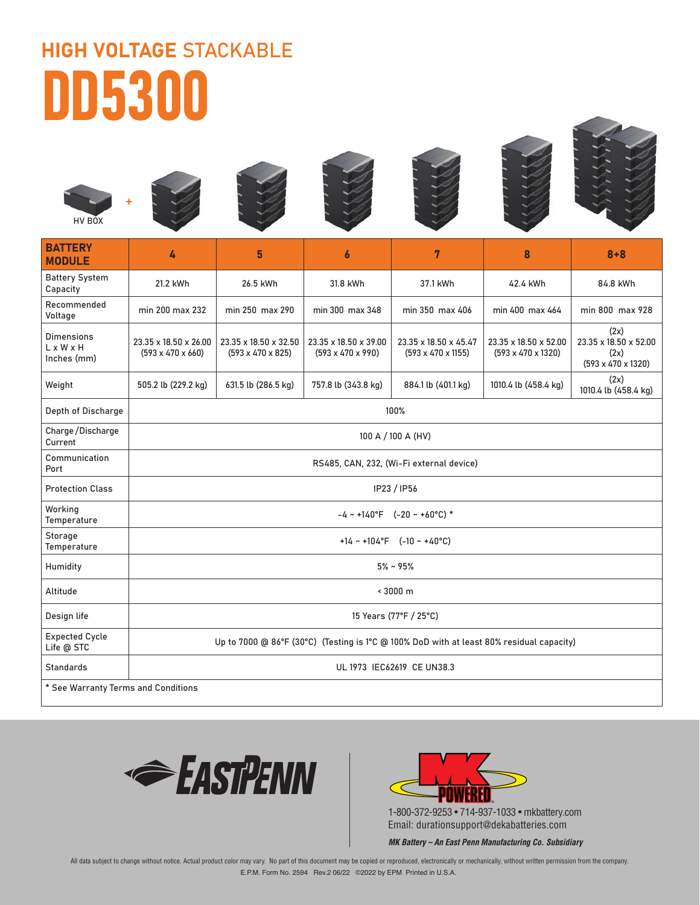# HIGH VOLTAGE STACKABLE

# DD5300

HV BOX +

| BATTERY MODULE | 4 | 5 | 6 | 7 | 8 | 8+8 |
|---|---|---|---|---|---|---|
| Battery System Capacity | 21.2 kWh | 26.5 kWh | 31.8 kWh | 37.1 kWh | 42.4 kWh | 84.8 kWh |
| Recommended Voltage | min 200 max 232 | min 250 max 290 | min 300 max 348 | min 350 max 406 | min 400 max 464 | min 800 max 928 |
| Dimensions L x W x H Inches (mm) | 23.35 x 18.50 x 26.00 (593 x 470 x 660) | 23.35 x 18.50 x 32.50 (593 x 470 x 825) | 23.35 x 18.50 x 39.00 (593 x 470 x 990) | 23.35 x 18.50 x 45.47 (593 x 470 x 1155) | 23.35 x 18.50 x 52.00 (593 x 470 x 1320) | (2x) 23.35 x 18.50 x 52.00 (2x) (593 x 470 x 1320) |
| Weight | 505.2 lb (229.2 kg) | 631.5 lb (286.5 kg) | 757.8 lb (343.8 kg) | 884.1 lb (401.1 kg) | 1010.4 lb (458.4 kg) | (2x) 1010.4 lb (458.4 kg) |
| Depth of Discharge | 100% | | | | | |
| Charge /Discharge Current | 100 A / 100 A (HV) | | | | | |
| Communication Port | RS485, CAN, 232, (Wi-Fi external device) | | | | | |
| Protection Class | IP23 / IP56 | | | | | |
| Working Temperature | -4 ~ +140°F (-20 ~ +60°C) * | | | | | |
| Storage Temperature | +14 ~ +104°F (-10 ~ +40°C) | | | | | |
| Humidity | 5% ~ 95% | | | | | |
| Altitude | < 3000 m | | | | | |
| Design life | 15 Years (77°F / 25°C) | | | | | |
| Expected Cycle Life @ STC | Up to 7000 @ 86°F (30°C) (Testing is 1°C @ 100% DoD with at least 80% residual capacity) | | | | | |
| Standards | UL 1973 IEC62619 CE UN38.3 | | | | | |

* See Warranty Terms and Conditions

EASTPENN

MK POWERED

1-800-372-9253 • 714-937-1033 • mkbattery.com
Email: durationsupport@dekabatteries.com

*MK Battery – An East Penn Manufacturing Co. Subsidiary*

All data subject to change without notice. Actual product color may vary. No part of this document may be copied or reproduced, electronically or mechanically, without written permission from the company.
E.P.M. Form No. 2594 Rev.2 06/22 ©2022 by EPM Printed in U.S.A.